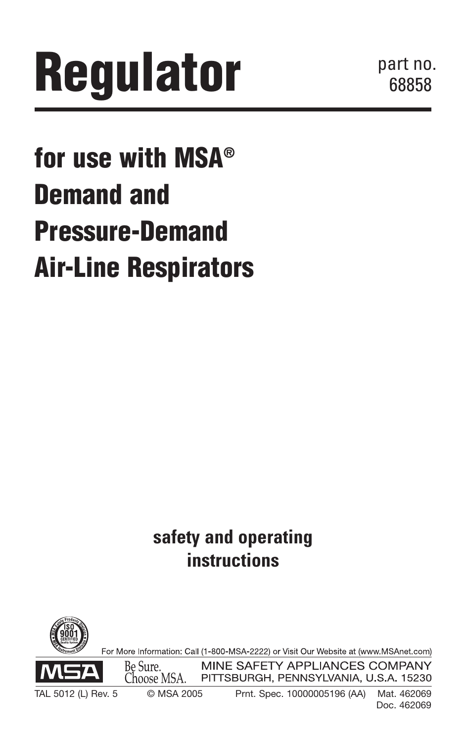# Regulator

part no. 68858

## for use with MSA® Demand and Pressure-Demand Air-Line Respirators

**safety and operating instructions**

For More Information: Call (1-800-MSA-2222) or Visit Our Website at (www.MSAnet.com)

MSA — Be Sure. Choose MSA.

MINE SAFETY APPLIANCES COMPANY
PITTSBURGH, PENNSYLVANIA, U.S.A. 15230

TAL 5012 (L) Rev. 5 © MSA 2005 Prnt. Spec. 10000005196 (AA) Mat. 462069
Doc. 462069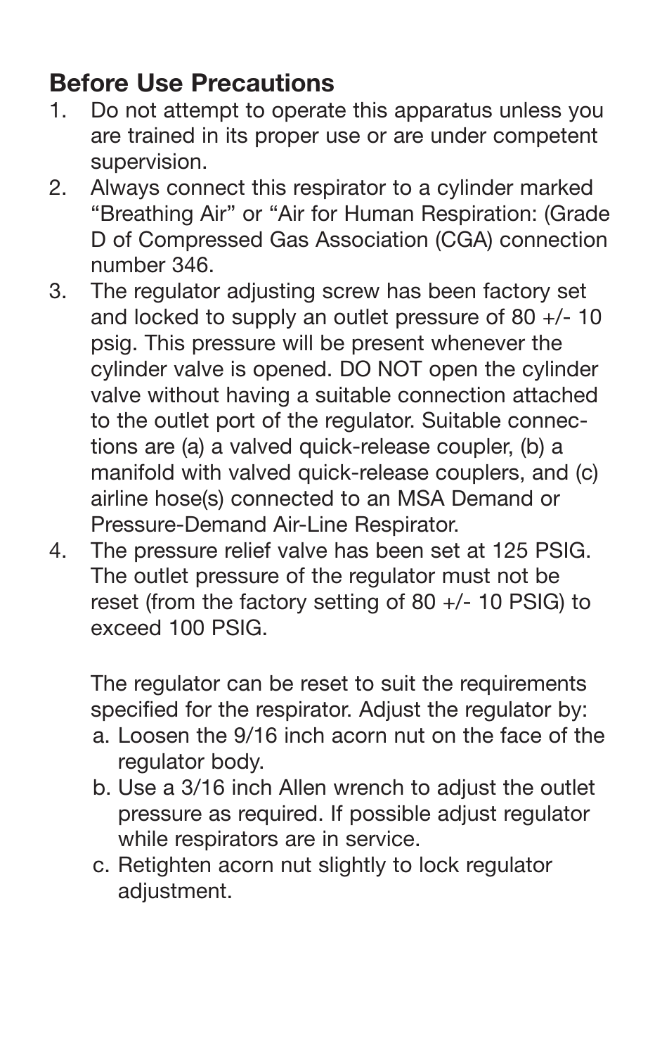## Before Use Precautions

1. Do not attempt to operate this apparatus unless you are trained in its proper use or are under competent supervision.
2. Always connect this respirator to a cylinder marked "Breathing Air" or "Air for Human Respiration: (Grade D of Compressed Gas Association (CGA) connection number 346.
3. The regulator adjusting screw has been factory set and locked to supply an outlet pressure of 80 +/- 10 psig. This pressure will be present whenever the cylinder valve is opened. DO NOT open the cylinder valve without having a suitable connection attached to the outlet port of the regulator. Suitable connections are (a) a valved quick-release coupler, (b) a manifold with valved quick-release couplers, and (c) airline hose(s) connected to an MSA Demand or Pressure-Demand Air-Line Respirator.
4. The pressure relief valve has been set at 125 PSIG. The outlet pressure of the regulator must not be reset (from the factory setting of 80 +/- 10 PSIG) to exceed 100 PSIG.

   The regulator can be reset to suit the requirements specified for the respirator. Adjust the regulator by:

   a. Loosen the 9/16 inch acorn nut on the face of the regulator body.
   b. Use a 3/16 inch Allen wrench to adjust the outlet pressure as required. If possible adjust regulator while respirators are in service.
   c. Retighten acorn nut slightly to lock regulator adjustment.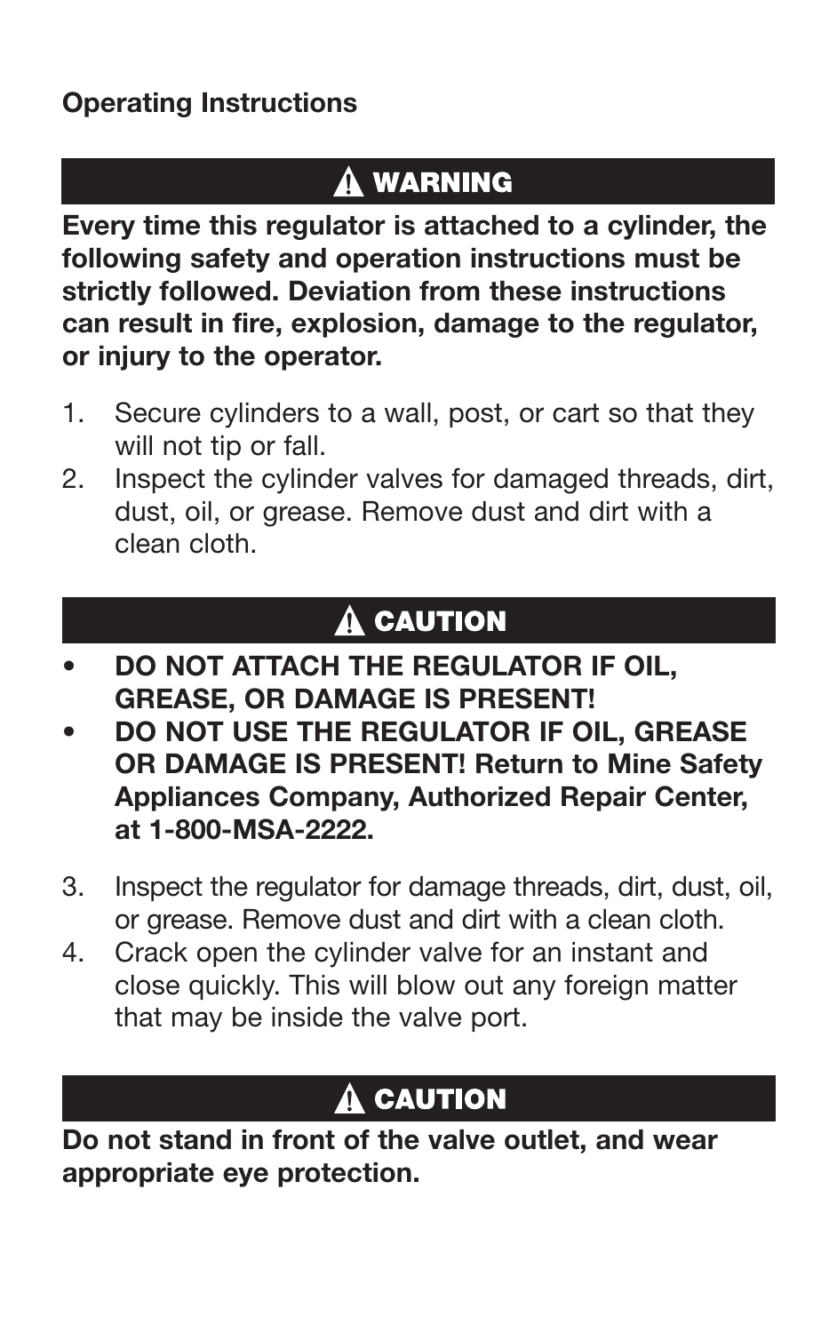**Operating Instructions**

## ⚠ WARNING

**Every time this regulator is attached to a cylinder, the following safety and operation instructions must be strictly followed. Deviation from these instructions can result in fire, explosion, damage to the regulator, or injury to the operator.**

1. Secure cylinders to a wall, post, or cart so that they will not tip or fall.
2. Inspect the cylinder valves for damaged threads, dirt, dust, oil, or grease. Remove dust and dirt with a clean cloth.

## ⚠ CAUTION

- **DO NOT ATTACH THE REGULATOR IF OIL, GREASE, OR DAMAGE IS PRESENT!**
- **DO NOT USE THE REGULATOR IF OIL, GREASE OR DAMAGE IS PRESENT! Return to Mine Safety Appliances Company, Authorized Repair Center, at 1-800-MSA-2222.**

3. Inspect the regulator for damage threads, dirt, dust, oil, or grease. Remove dust and dirt with a clean cloth.
4. Crack open the cylinder valve for an instant and close quickly. This will blow out any foreign matter that may be inside the valve port.

## ⚠ CAUTION

**Do not stand in front of the valve outlet, and wear appropriate eye protection.**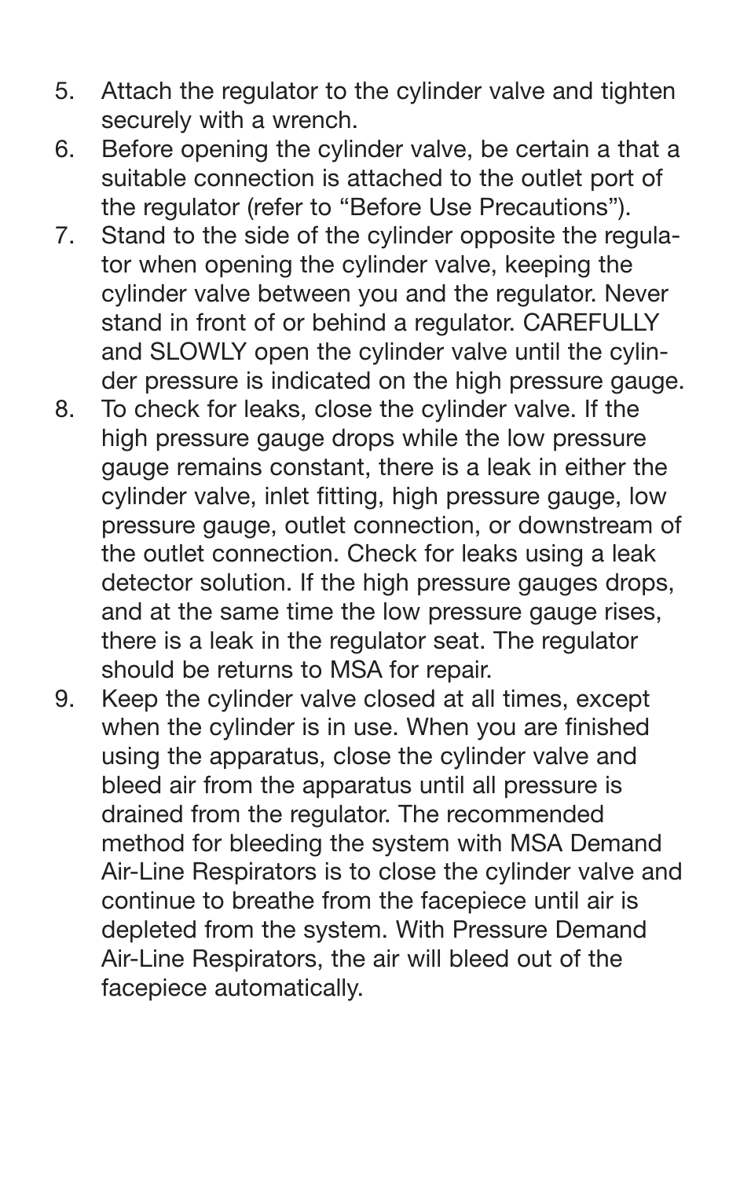5. Attach the regulator to the cylinder valve and tighten securely with a wrench.
6. Before opening the cylinder valve, be certain a that a suitable connection is attached to the outlet port of the regulator (refer to “Before Use Precautions”).
7. Stand to the side of the cylinder opposite the regulator when opening the cylinder valve, keeping the cylinder valve between you and the regulator. Never stand in front of or behind a regulator. CAREFULLY and SLOWLY open the cylinder valve until the cylinder pressure is indicated on the high pressure gauge.
8. To check for leaks, close the cylinder valve. If the high pressure gauge drops while the low pressure gauge remains constant, there is a leak in either the cylinder valve, inlet fitting, high pressure gauge, low pressure gauge, outlet connection, or downstream of the outlet connection. Check for leaks using a leak detector solution. If the high pressure gauges drops, and at the same time the low pressure gauge rises, there is a leak in the regulator seat. The regulator should be returns to MSA for repair.
9. Keep the cylinder valve closed at all times, except when the cylinder is in use. When you are finished using the apparatus, close the cylinder valve and bleed air from the apparatus until all pressure is drained from the regulator. The recommended method for bleeding the system with MSA Demand Air-Line Respirators is to close the cylinder valve and continue to breathe from the facepiece until air is depleted from the system. With Pressure Demand Air-Line Respirators, the air will bleed out of the facepiece automatically.